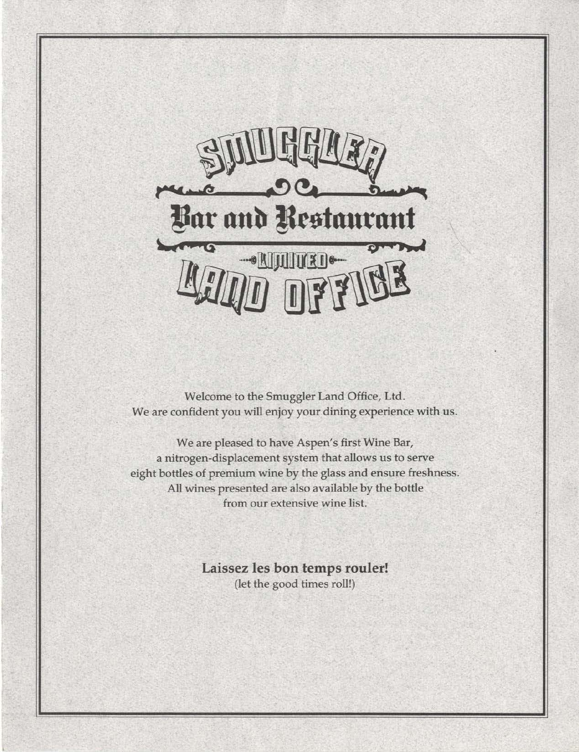# Smuggler

## Bar and Restaurant

### Limited

# Land Office

Welcome to the Smuggler Land Office, Ltd.
We are confident you will enjoy your dining experience with us.

We are pleased to have Aspen's first Wine Bar,
a nitrogen-displacement system that allows us to serve
eight bottles of premium wine by the glass and ensure freshness.
All wines presented are also available by the bottle
from our extensive wine list.

**Laissez les bon temps rouler!**
(let the good times roll!)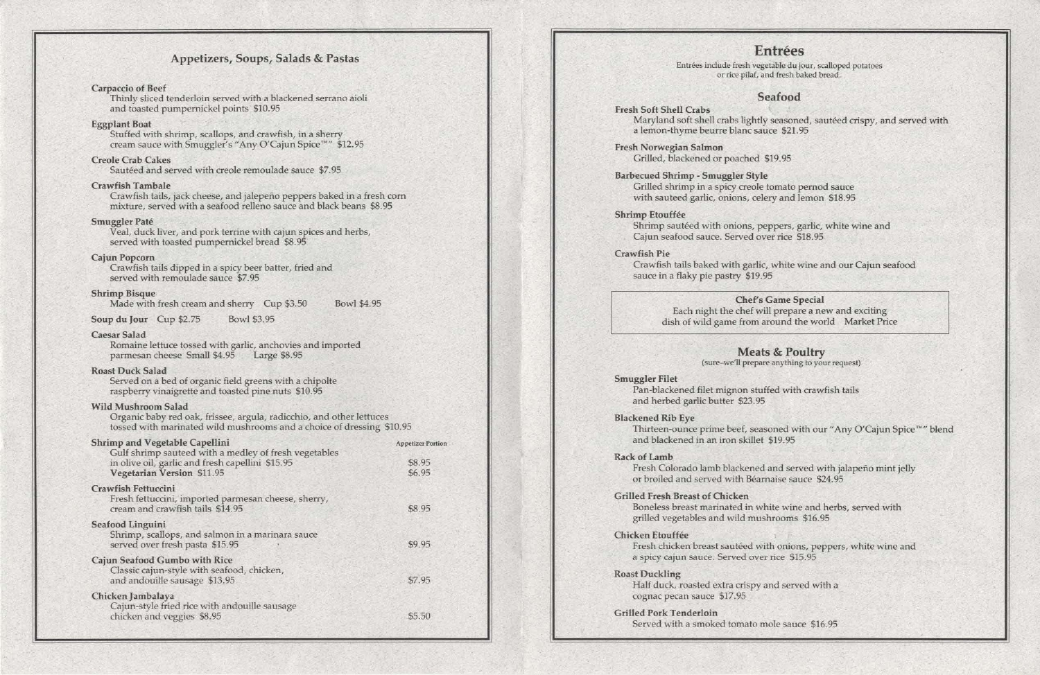## Appetizers, Soups, Salads & Pastas

**Carpaccio of Beef**
Thinly sliced tenderloin served with a blackened serrano aioli and toasted pumpernickel points $10.95

**Eggplant Boat**
Stuffed with shrimp, scallops, and crawfish, in a sherry cream sauce with Smuggler's "Any O'Cajun Spice™" $12.95

**Creole Crab Cakes**
Sautéed and served with creole remoulade sauce $7.95

**Crawfish Tambale**
Crawfish tails, jack cheese, and jalepeño peppers baked in a fresh corn mixture, served with a seafood relleno sauce and black beans $8.95

**Smuggler Paté**
Veal, duck liver, and pork terrine with cajun spices and herbs, served with toasted pumpernickel bread $8.95

**Cajun Popcorn**
Crawfish tails dipped in a spicy beer batter, fried and served with remoulade sauce $7.95

**Shrimp Bisque**
Made with fresh cream and sherry Cup $3.50 Bowl $4.95

**Soup du Jour** Cup $2.75 Bowl $3.95

**Caesar Salad**
Romaine lettuce tossed with garlic, anchovies and imported parmesan cheese Small $4.95 Large $8.95

**Roast Duck Salad**
Served on a bed of organic field greens with a chipolte raspberry vinaigrette and toasted pine nuts $10.95

**Wild Mushroom Salad**
Organic baby red oak, frissee, argula, radicchio, and other lettuces tossed with marinated wild mushrooms and a choice of dressing $10.95

| | Appetizer Portion |
|---|---|
| **Shrimp and Vegetable Capellini**<br>Gulf shrimp sauteed with a medley of fresh vegetables in olive oil, garlic and fresh capellini $15.95 | $8.95 |
| **Vegetarian Version** $11.95 | $6.95 |
| **Crawfish Fettuccini**<br>Fresh fettuccini, imported parmesan cheese, sherry, cream and crawfish tails $14.95 | $8.95 |
| **Seafood Linguini**<br>Shrimp, scallops, and salmon in a marinara sauce served over fresh pasta $15.95 | $9.95 |
| **Cajun Seafood Gumbo with Rice**<br>Classic cajun-style with seafood, chicken, and andouille sausage $13.95 | $7.95 |
| **Chicken Jambalaya**<br>Cajun-style fried rice with andouille sausage chicken and veggies $8.95 | $5.50 |

## Entrées

Entrées include fresh vegetable du jour, scalloped potatoes or rice pilaf, and fresh baked bread.

### Seafood

**Fresh Soft Shell Crabs**
Maryland soft shell crabs lightly seasoned, sautéed crispy, and served with a lemon-thyme beurre blanc sauce $21.95

**Fresh Norwegian Salmon**
Grilled, blackened or poached $19.95

**Barbecued Shrimp - Smuggler Style**
Grilled shrimp in a spicy creole tomato pernod sauce with sauteed garlic, onions, celery and lemon $18.95

**Shrimp Etouffée**
Shrimp sautéed with onions, peppers, garlic, white wine and Cajun seafood sauce. Served over rice $18.95

**Crawfish Pie**
Crawfish tails baked with garlic, white wine and our Cajun seafood sauce in a flaky pie pastry $19.95

**Chef's Game Special**
Each night the chef will prepare a new and exciting dish of wild game from around the world Market Price

### Meats & Poultry

(sure–we'll prepare anything to your request)

**Smuggler Filet**
Pan-blackened filet mignon stuffed with crawfish tails and herbed garlic butter $23.95

**Blackened Rib Eye**
Thirteen-ounce prime beef, seasoned with our "Any O'Cajun Spice™" blend and blackened in an iron skillet $19.95

**Rack of Lamb**
Fresh Colorado lamb blackened and served with jalapeño mint jelly or broiled and served with Béarnaise sauce $24.95

**Grilled Fresh Breast of Chicken**
Boneless breast marinated in white wine and herbs, served with grilled vegetables and wild mushrooms $16.95

**Chicken Etouffée**
Fresh chicken breast sautéed with onions, peppers, white wine and a spicy cajun sauce. Served over rice $15.95

**Roast Duckling**
Half duck, roasted extra crispy and served with a cognac pecan sauce $17.95

**Grilled Pork Tenderloin**
Served with a smoked tomato mole sauce $16.95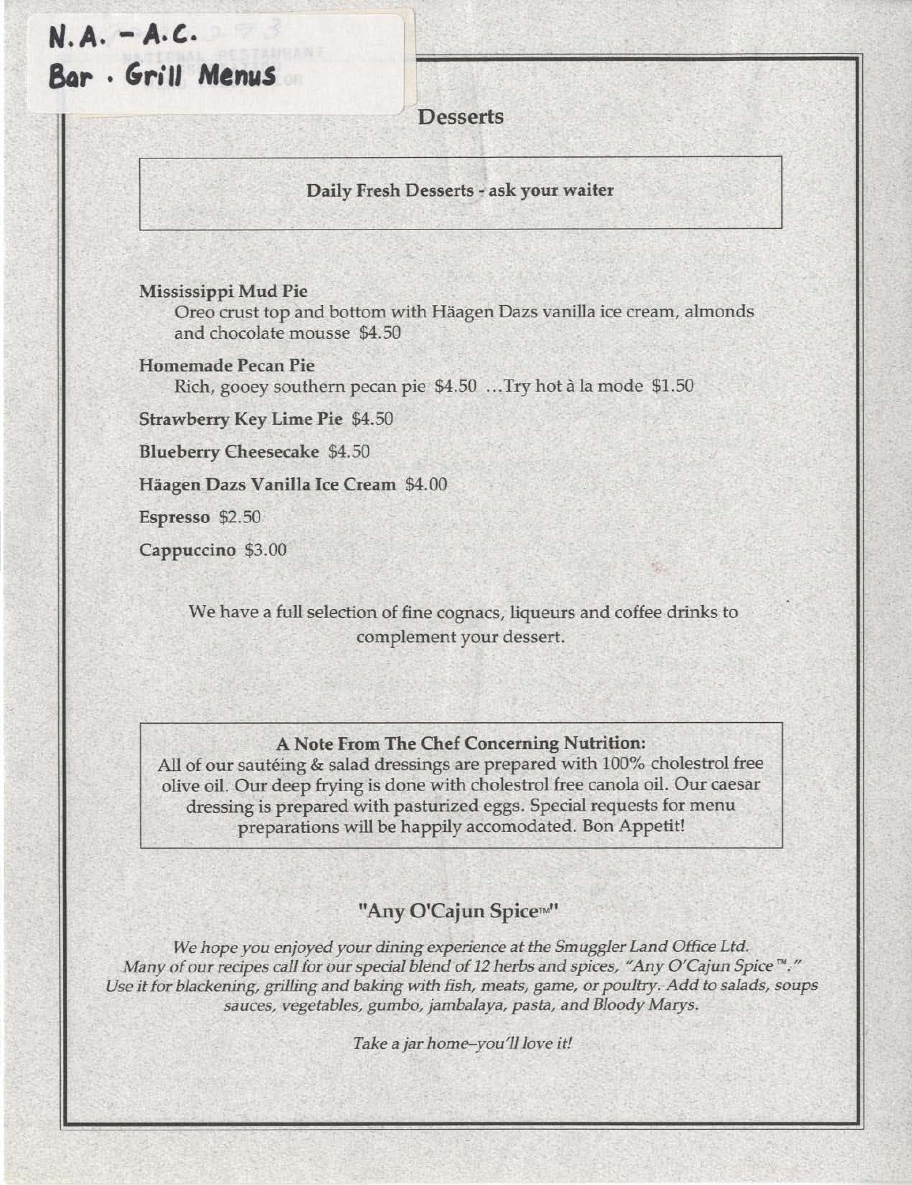N.A. - A.C.
Bar . Grill Menus

## Desserts

**Daily Fresh Desserts - ask your waiter**

**Mississippi Mud Pie**
Oreo crust top and bottom with Häagen Dazs vanilla ice cream, almonds and chocolate mousse $4.50

**Homemade Pecan Pie**
Rich, gooey southern pecan pie $4.50 ...Try hot à la mode $1.50

**Strawberry Key Lime Pie** $4.50

**Blueberry Cheesecake** $4.50

**Häagen Dazs Vanilla Ice Cream** $4.00

**Espresso** $2.50

**Cappuccino** $3.00

We have a full selection of fine cognacs, liqueurs and coffee drinks to complement your dessert.

**A Note From The Chef Concerning Nutrition:**
All of our sautéing & salad dressings are prepared with 100% cholestrol free olive oil. Our deep frying is done with cholestrol free canola oil. Our caesar dressing is prepared with pasturized eggs. Special requests for menu preparations will be happily accomodated. Bon Appetit!

## "Any O'Cajun Spice™"

*We hope you enjoyed your dining experience at the Smuggler Land Office Ltd. Many of our recipes call for our special blend of 12 herbs and spices, "Any O'Cajun Spice™." Use it for blackening, grilling and baking with fish, meats, game, or poultry. Add to salads, soups sauces, vegetables, gumbo, jambalaya, pasta, and Bloody Marys.*

*Take a jar home–you'll love it!*